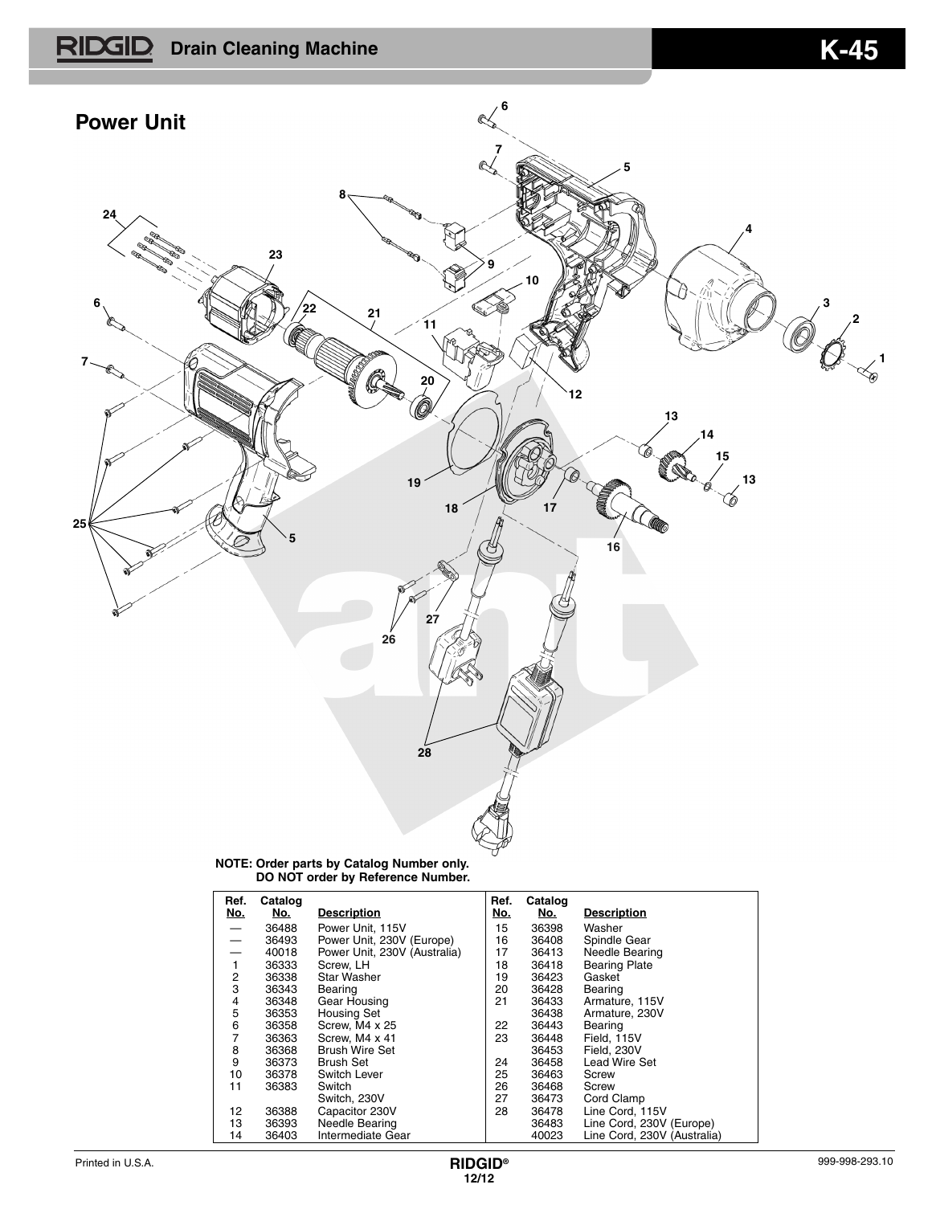# RIDGID Drain Cleaning Machine K-45

## Power Unit

**NOTE: Order parts by Catalog Number only.**
**DO NOT order by Reference Number.**

| Ref. No. | Catalog No. | Description | Ref. No. | Catalog No. | Description |
|---|---|---|---|---|---|
| — | 36488 | Power Unit, 115V | 15 | 36398 | Washer |
| — | 36493 | Power Unit, 230V (Europe) | 16 | 36408 | Spindle Gear |
| — | 40018 | Power Unit, 230V (Australia) | 17 | 36413 | Needle Bearing |
| 1 | 36333 | Screw, LH | 18 | 36418 | Bearing Plate |
| 2 | 36338 | Star Washer | 19 | 36423 | Gasket |
| 3 | 36343 | Bearing | 20 | 36428 | Bearing |
| 4 | 36348 | Gear Housing | 21 | 36433 | Armature, 115V |
| 5 | 36353 | Housing Set | | 36438 | Armature, 230V |
| 6 | 36358 | Screw, M4 x 25 | 22 | 36443 | Bearing |
| 7 | 36363 | Screw, M4 x 41 | 23 | 36448 | Field, 115V |
| 8 | 36368 | Brush Wire Set | | 36453 | Field, 230V |
| 9 | 36373 | Brush Set | 24 | 36458 | Lead Wire Set |
| 10 | 36378 | Switch Lever | 25 | 36463 | Screw |
| 11 | 36383 | Switch | 26 | 36468 | Screw |
| | | Switch, 230V | 27 | 36473 | Cord Clamp |
| 12 | 36388 | Capacitor 230V | 28 | 36478 | Line Cord, 115V |
| 13 | 36393 | Needle Bearing | | 36483 | Line Cord, 230V (Europe) |
| 14 | 36403 | Intermediate Gear | | 40023 | Line Cord, 230V (Australia) |

Printed in U.S.A. RIDGID® 12/12 999-998-293.10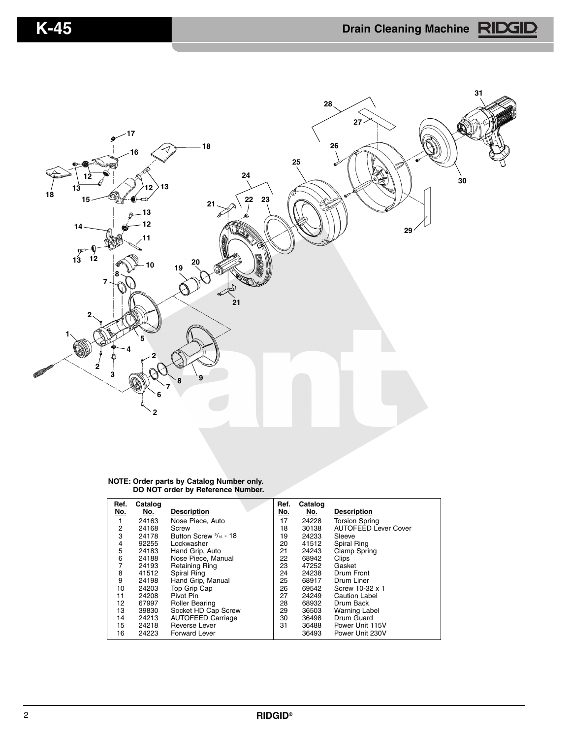# K-45

## Drain Cleaning Machine

**NOTE: Order parts by Catalog Number only.**
**DO NOT order by Reference Number.**

| Ref. No. | Catalog No. | Description | Ref. No. | Catalog No. | Description |
|---|---|---|---|---|---|
| 1 | 24163 | Nose Piece, Auto | 17 | 24228 | Torsion Spring |
| 2 | 24168 | Screw | 18 | 30138 | AUTOFEED Lever Cover |
| 3 | 24178 | Button Screw 5/16 - 18 | 19 | 24233 | Sleeve |
| 4 | 92255 | Lockwasher | 20 | 41512 | Spiral Ring |
| 5 | 24183 | Hand Grip, Auto | 21 | 24243 | Clamp Spring |
| 6 | 24188 | Nose Piece, Manual | 22 | 68942 | Clips |
| 7 | 24193 | Retaining Ring | 23 | 47252 | Gasket |
| 8 | 41512 | Spiral Ring | 24 | 24238 | Drum Front |
| 9 | 24198 | Hand Grip, Manual | 25 | 68917 | Drum Liner |
| 10 | 24203 | Top Grip Cap | 26 | 69542 | Screw 10-32 x 1 |
| 11 | 24208 | Pivot Pin | 27 | 24249 | Caution Label |
| 12 | 67997 | Roller Bearing | 28 | 68932 | Drum Back |
| 13 | 39830 | Socket HD Cap Screw | 29 | 36503 | Warning Label |
| 14 | 24213 | AUTOFEED Carriage | 30 | 36498 | Drum Guard |
| 15 | 24218 | Reverse Lever | 31 | 36488 | Power Unit 115V |
| 16 | 24223 | Forward Lever | | 36493 | Power Unit 230V |